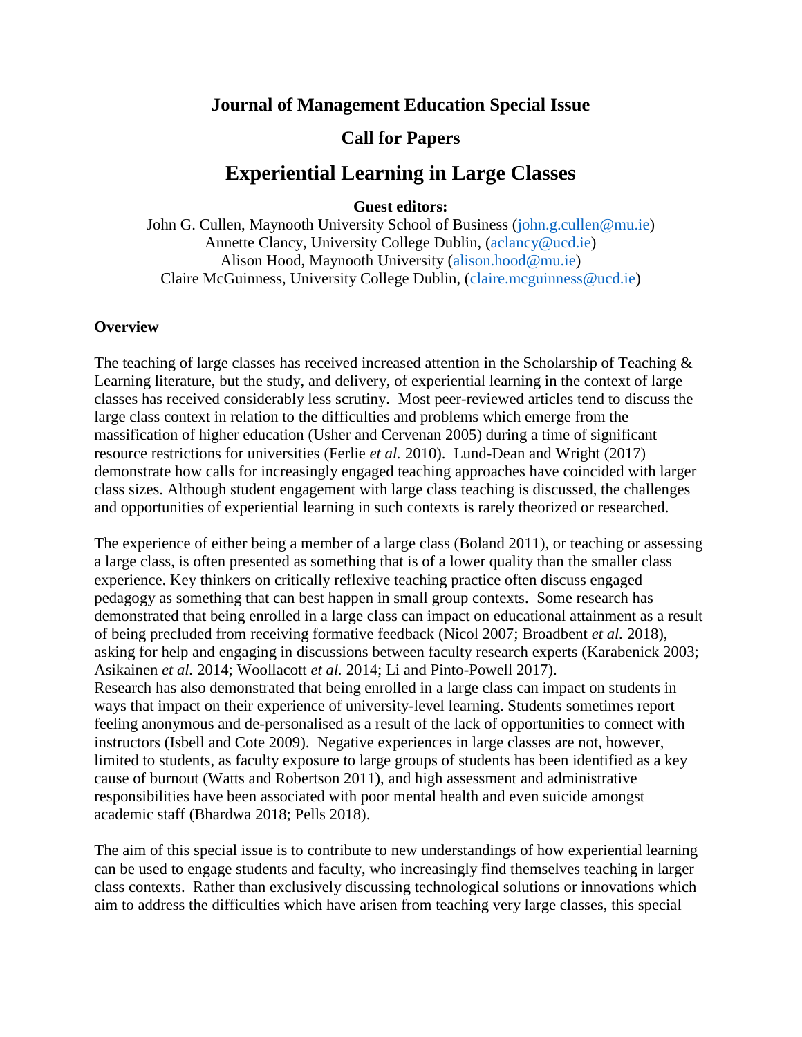# Journal of Management Education Special Issue

## Call for Papers

## Experiential Learning in Large Classes

**Guest editors:**

John G. Cullen, Maynooth University School of Business (john.g.cullen@mu.ie)
Annette Clancy, University College Dublin, (aclancy@ucd.ie)
Alison Hood, Maynooth University (alison.hood@mu.ie)
Claire McGuinness, University College Dublin, (claire.mcguinness@ucd.ie)

### Overview

The teaching of large classes has received increased attention in the Scholarship of Teaching & Learning literature, but the study, and delivery, of experiential learning in the context of large classes has received considerably less scrutiny. Most peer-reviewed articles tend to discuss the large class context in relation to the difficulties and problems which emerge from the massification of higher education (Usher and Cervenan 2005) during a time of significant resource restrictions for universities (Ferlie *et al.* 2010). Lund-Dean and Wright (2017) demonstrate how calls for increasingly engaged teaching approaches have coincided with larger class sizes. Although student engagement with large class teaching is discussed, the challenges and opportunities of experiential learning in such contexts is rarely theorized or researched.

The experience of either being a member of a large class (Boland 2011), or teaching or assessing a large class, is often presented as something that is of a lower quality than the smaller class experience. Key thinkers on critically reflexive teaching practice often discuss engaged pedagogy as something that can best happen in small group contexts. Some research has demonstrated that being enrolled in a large class can impact on educational attainment as a result of being precluded from receiving formative feedback (Nicol 2007; Broadbent *et al.* 2018), asking for help and engaging in discussions between faculty research experts (Karabenick 2003; Asikainen *et al.* 2014; Woollacott *et al.* 2014; Li and Pinto-Powell 2017).
Research has also demonstrated that being enrolled in a large class can impact on students in ways that impact on their experience of university-level learning. Students sometimes report feeling anonymous and de-personalised as a result of the lack of opportunities to connect with instructors (Isbell and Cote 2009). Negative experiences in large classes are not, however, limited to students, as faculty exposure to large groups of students has been identified as a key cause of burnout (Watts and Robertson 2011), and high assessment and administrative responsibilities have been associated with poor mental health and even suicide amongst academic staff (Bhardwa 2018; Pells 2018).

The aim of this special issue is to contribute to new understandings of how experiential learning can be used to engage students and faculty, who increasingly find themselves teaching in larger class contexts. Rather than exclusively discussing technological solutions or innovations which aim to address the difficulties which have arisen from teaching very large classes, this special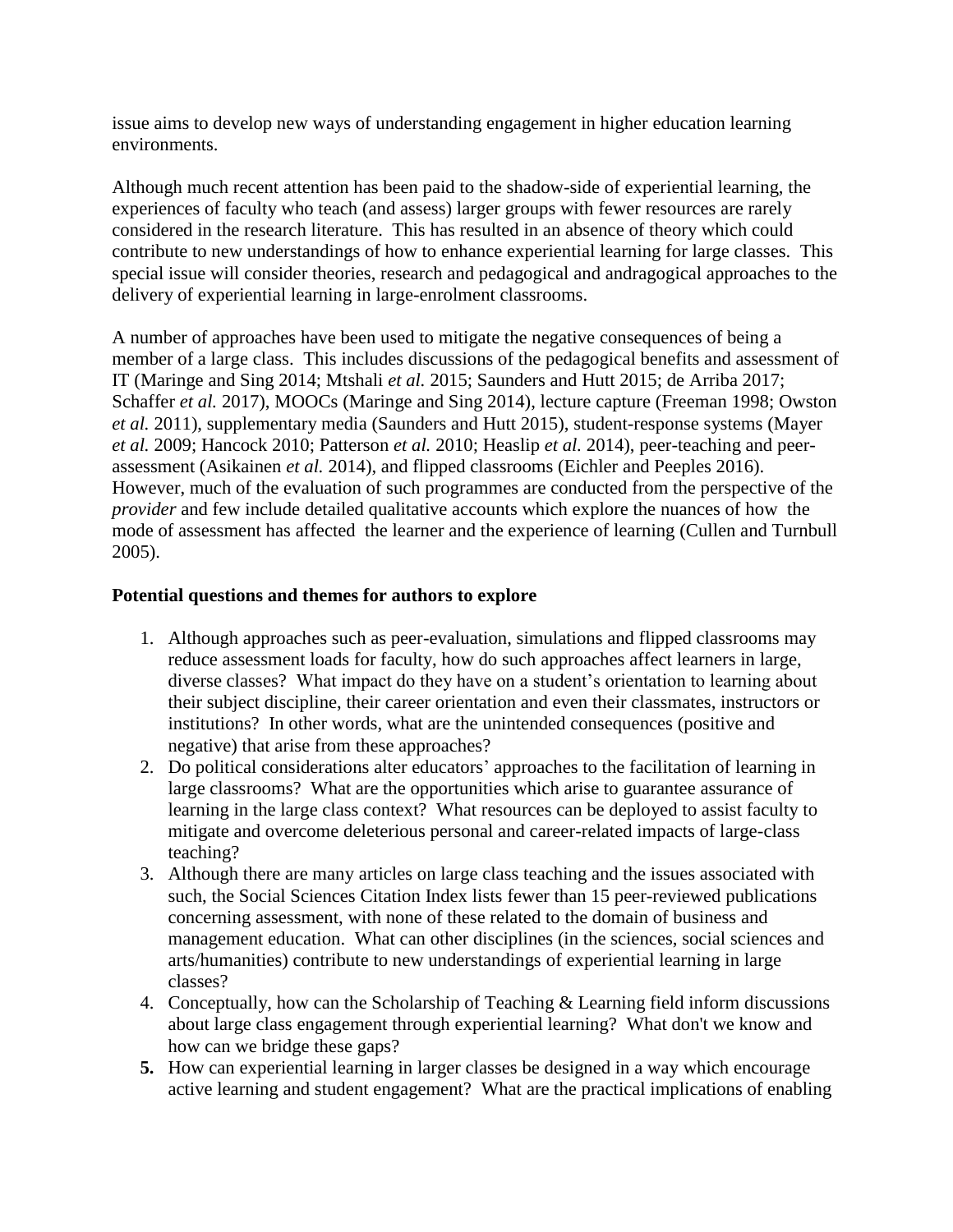issue aims to develop new ways of understanding engagement in higher education learning environments.

Although much recent attention has been paid to the shadow-side of experiential learning, the experiences of faculty who teach (and assess) larger groups with fewer resources are rarely considered in the research literature. This has resulted in an absence of theory which could contribute to new understandings of how to enhance experiential learning for large classes. This special issue will consider theories, research and pedagogical and andragogical approaches to the delivery of experiential learning in large-enrolment classrooms.

A number of approaches have been used to mitigate the negative consequences of being a member of a large class. This includes discussions of the pedagogical benefits and assessment of IT (Maringe and Sing 2014; Mtshali *et al.* 2015; Saunders and Hutt 2015; de Arriba 2017; Schaffer *et al.* 2017), MOOCs (Maringe and Sing 2014), lecture capture (Freeman 1998; Owston *et al.* 2011), supplementary media (Saunders and Hutt 2015), student-response systems (Mayer *et al.* 2009; Hancock 2010; Patterson *et al.* 2010; Heaslip *et al.* 2014), peer-teaching and peer-assessment (Asikainen *et al.* 2014), and flipped classrooms (Eichler and Peeples 2016). However, much of the evaluation of such programmes are conducted from the perspective of the *provider* and few include detailed qualitative accounts which explore the nuances of how the mode of assessment has affected the learner and the experience of learning (Cullen and Turnbull 2005).

**Potential questions and themes for authors to explore**

1. Although approaches such as peer-evaluation, simulations and flipped classrooms may reduce assessment loads for faculty, how do such approaches affect learners in large, diverse classes? What impact do they have on a student's orientation to learning about their subject discipline, their career orientation and even their classmates, instructors or institutions? In other words, what are the unintended consequences (positive and negative) that arise from these approaches?
2. Do political considerations alter educators' approaches to the facilitation of learning in large classrooms? What are the opportunities which arise to guarantee assurance of learning in the large class context? What resources can be deployed to assist faculty to mitigate and overcome deleterious personal and career-related impacts of large-class teaching?
3. Although there are many articles on large class teaching and the issues associated with such, the Social Sciences Citation Index lists fewer than 15 peer-reviewed publications concerning assessment, with none of these related to the domain of business and management education. What can other disciplines (in the sciences, social sciences and arts/humanities) contribute to new understandings of experiential learning in large classes?
4. Conceptually, how can the Scholarship of Teaching & Learning field inform discussions about large class engagement through experiential learning? What don't we know and how can we bridge these gaps?
5. How can experiential learning in larger classes be designed in a way which encourage active learning and student engagement? What are the practical implications of enabling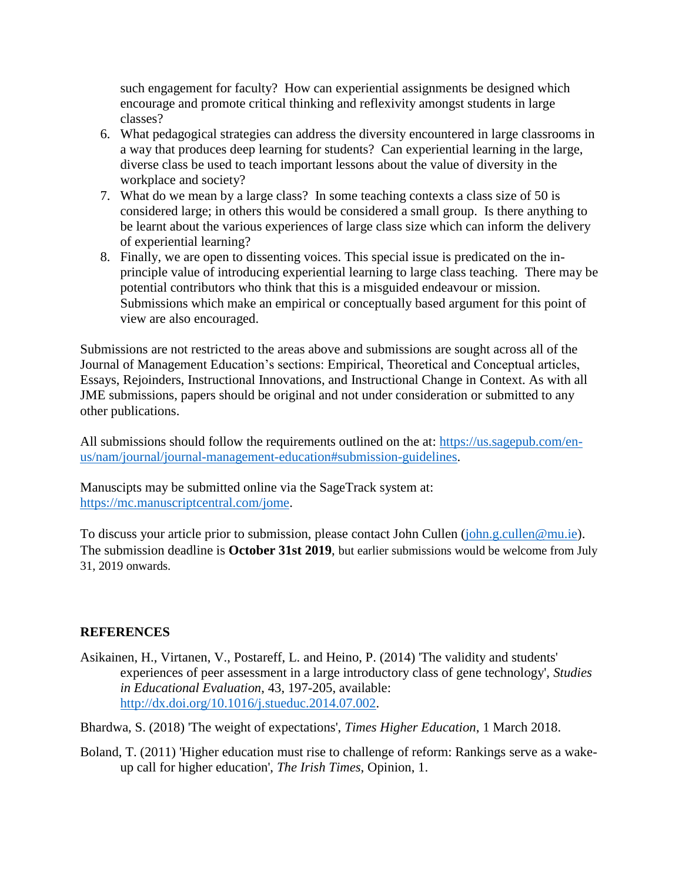such engagement for faculty? How can experiential assignments be designed which encourage and promote critical thinking and reflexivity amongst students in large classes?

6. What pedagogical strategies can address the diversity encountered in large classrooms in a way that produces deep learning for students? Can experiential learning in the large, diverse class be used to teach important lessons about the value of diversity in the workplace and society?
7. What do we mean by a large class? In some teaching contexts a class size of 50 is considered large; in others this would be considered a small group. Is there anything to be learnt about the various experiences of large class size which can inform the delivery of experiential learning?
8. Finally, we are open to dissenting voices. This special issue is predicated on the in-principle value of introducing experiential learning to large class teaching. There may be potential contributors who think that this is a misguided endeavour or mission. Submissions which make an empirical or conceptually based argument for this point of view are also encouraged.

Submissions are not restricted to the areas above and submissions are sought across all of the Journal of Management Education's sections: Empirical, Theoretical and Conceptual articles, Essays, Rejoinders, Instructional Innovations, and Instructional Change in Context. As with all JME submissions, papers should be original and not under consideration or submitted to any other publications.

All submissions should follow the requirements outlined on the at: https://us.sagepub.com/en-us/nam/journal/journal-management-education#submission-guidelines.

Manuscipts may be submitted online via the SageTrack system at: https://mc.manuscriptcentral.com/jome.

To discuss your article prior to submission, please contact John Cullen (john.g.cullen@mu.ie). The submission deadline is **October 31st 2019**, but earlier submissions would be welcome from July 31, 2019 onwards.

## REFERENCES

Asikainen, H., Virtanen, V., Postareff, L. and Heino, P. (2014) 'The validity and students' experiences of peer assessment in a large introductory class of gene technology', *Studies in Educational Evaluation*, 43, 197-205, available: http://dx.doi.org/10.1016/j.stueduc.2014.07.002.

Bhardwa, S. (2018) 'The weight of expectations', *Times Higher Education*, 1 March 2018.

Boland, T. (2011) 'Higher education must rise to challenge of reform: Rankings serve as a wake-up call for higher education', *The Irish Times*, Opinion, 1.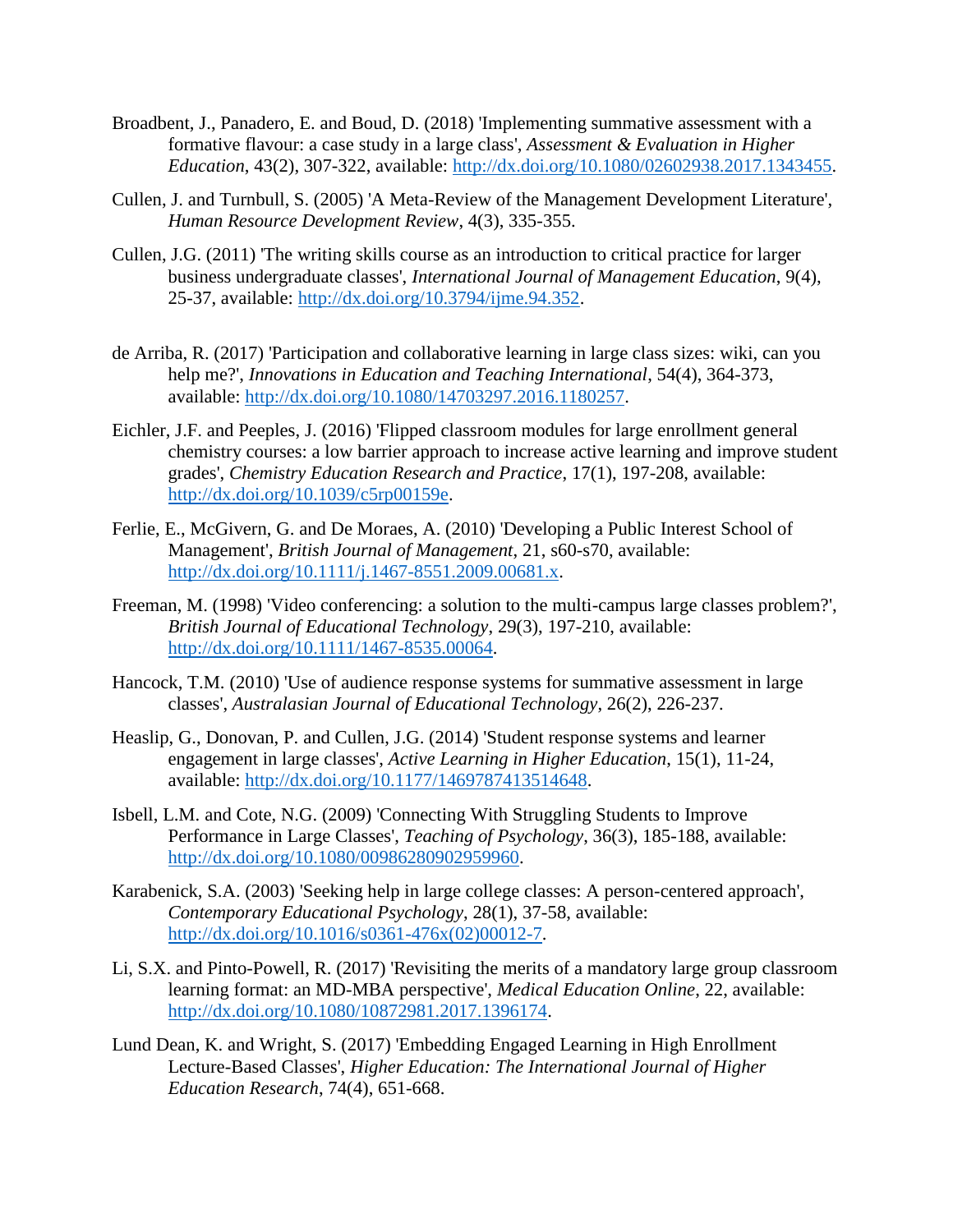Broadbent, J., Panadero, E. and Boud, D. (2018) 'Implementing summative assessment with a formative flavour: a case study in a large class', *Assessment & Evaluation in Higher Education*, 43(2), 307-322, available: http://dx.doi.org/10.1080/02602938.2017.1343455.

Cullen, J. and Turnbull, S. (2005) 'A Meta-Review of the Management Development Literature', *Human Resource Development Review*, 4(3), 335-355.

Cullen, J.G. (2011) 'The writing skills course as an introduction to critical practice for larger business undergraduate classes', *International Journal of Management Education*, 9(4), 25-37, available: http://dx.doi.org/10.3794/ijme.94.352.

de Arriba, R. (2017) 'Participation and collaborative learning in large class sizes: wiki, can you help me?', *Innovations in Education and Teaching International*, 54(4), 364-373, available: http://dx.doi.org/10.1080/14703297.2016.1180257.

Eichler, J.F. and Peeples, J. (2016) 'Flipped classroom modules for large enrollment general chemistry courses: a low barrier approach to increase active learning and improve student grades', *Chemistry Education Research and Practice*, 17(1), 197-208, available: http://dx.doi.org/10.1039/c5rp00159e.

Ferlie, E., McGivern, G. and De Moraes, A. (2010) 'Developing a Public Interest School of Management', *British Journal of Management*, 21, s60-s70, available: http://dx.doi.org/10.1111/j.1467-8551.2009.00681.x.

Freeman, M. (1998) 'Video conferencing: a solution to the multi-campus large classes problem?', *British Journal of Educational Technology*, 29(3), 197-210, available: http://dx.doi.org/10.1111/1467-8535.00064.

Hancock, T.M. (2010) 'Use of audience response systems for summative assessment in large classes', *Australasian Journal of Educational Technology*, 26(2), 226-237.

Heaslip, G., Donovan, P. and Cullen, J.G. (2014) 'Student response systems and learner engagement in large classes', *Active Learning in Higher Education*, 15(1), 11-24, available: http://dx.doi.org/10.1177/1469787413514648.

Isbell, L.M. and Cote, N.G. (2009) 'Connecting With Struggling Students to Improve Performance in Large Classes', *Teaching of Psychology*, 36(3), 185-188, available: http://dx.doi.org/10.1080/00986280902959960.

Karabenick, S.A. (2003) 'Seeking help in large college classes: A person-centered approach', *Contemporary Educational Psychology*, 28(1), 37-58, available: http://dx.doi.org/10.1016/s0361-476x(02)00012-7.

Li, S.X. and Pinto-Powell, R. (2017) 'Revisiting the merits of a mandatory large group classroom learning format: an MD-MBA perspective', *Medical Education Online*, 22, available: http://dx.doi.org/10.1080/10872981.2017.1396174.

Lund Dean, K. and Wright, S. (2017) 'Embedding Engaged Learning in High Enrollment Lecture-Based Classes', *Higher Education: The International Journal of Higher Education Research*, 74(4), 651-668.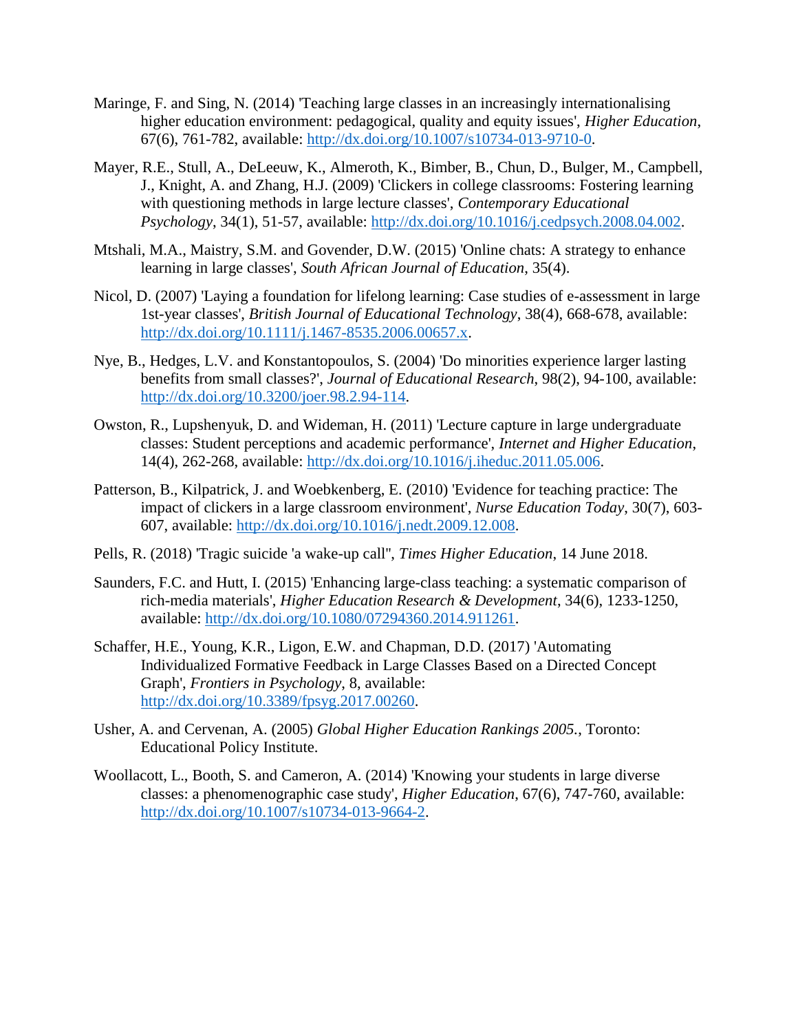Maringe, F. and Sing, N. (2014) 'Teaching large classes in an increasingly internationalising higher education environment: pedagogical, quality and equity issues', *Higher Education*, 67(6), 761-782, available: http://dx.doi.org/10.1007/s10734-013-9710-0.

Mayer, R.E., Stull, A., DeLeeuw, K., Almeroth, K., Bimber, B., Chun, D., Bulger, M., Campbell, J., Knight, A. and Zhang, H.J. (2009) 'Clickers in college classrooms: Fostering learning with questioning methods in large lecture classes', *Contemporary Educational Psychology*, 34(1), 51-57, available: http://dx.doi.org/10.1016/j.cedpsych.2008.04.002.

Mtshali, M.A., Maistry, S.M. and Govender, D.W. (2015) 'Online chats: A strategy to enhance learning in large classes', *South African Journal of Education*, 35(4).

Nicol, D. (2007) 'Laying a foundation for lifelong learning: Case studies of e-assessment in large 1st-year classes', *British Journal of Educational Technology*, 38(4), 668-678, available: http://dx.doi.org/10.1111/j.1467-8535.2006.00657.x.

Nye, B., Hedges, L.V. and Konstantopoulos, S. (2004) 'Do minorities experience larger lasting benefits from small classes?', *Journal of Educational Research*, 98(2), 94-100, available: http://dx.doi.org/10.3200/joer.98.2.94-114.

Owston, R., Lupshenyuk, D. and Wideman, H. (2011) 'Lecture capture in large undergraduate classes: Student perceptions and academic performance', *Internet and Higher Education*, 14(4), 262-268, available: http://dx.doi.org/10.1016/j.iheduc.2011.05.006.

Patterson, B., Kilpatrick, J. and Woebkenberg, E. (2010) 'Evidence for teaching practice: The impact of clickers in a large classroom environment', *Nurse Education Today*, 30(7), 603-607, available: http://dx.doi.org/10.1016/j.nedt.2009.12.008.

Pells, R. (2018) 'Tragic suicide 'a wake-up call'', *Times Higher Education*, 14 June 2018.

Saunders, F.C. and Hutt, I. (2015) 'Enhancing large-class teaching: a systematic comparison of rich-media materials', *Higher Education Research & Development*, 34(6), 1233-1250, available: http://dx.doi.org/10.1080/07294360.2014.911261.

Schaffer, H.E., Young, K.R., Ligon, E.W. and Chapman, D.D. (2017) 'Automating Individualized Formative Feedback in Large Classes Based on a Directed Concept Graph', *Frontiers in Psychology*, 8, available: http://dx.doi.org/10.3389/fpsyg.2017.00260.

Usher, A. and Cervenan, A. (2005) *Global Higher Education Rankings 2005.*, Toronto: Educational Policy Institute.

Woollacott, L., Booth, S. and Cameron, A. (2014) 'Knowing your students in large diverse classes: a phenomenographic case study', *Higher Education*, 67(6), 747-760, available: http://dx.doi.org/10.1007/s10734-013-9664-2.